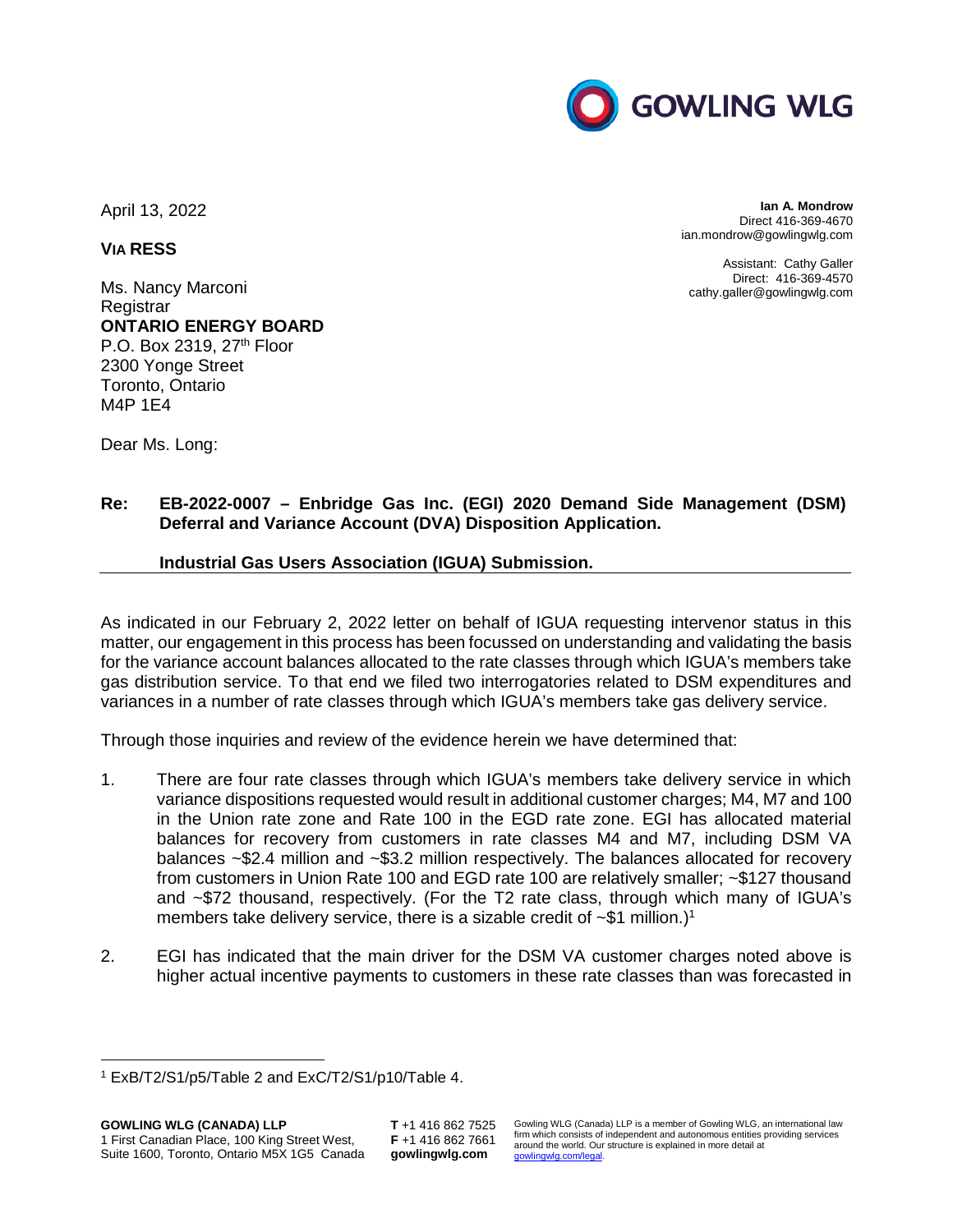April 13, 2022

**Ian A. Mondrow**
Direct 416-369-4670
ian.mondrow@gowlingwlg.com

Assistant: Cathy Galler
Direct: 416-369-4570
cathy.galler@gowlingwlg.com

**VIA RESS**

Ms. Nancy Marconi
Registrar
**ONTARIO ENERGY BOARD**
P.O. Box 2319, 27th Floor
2300 Yonge Street
Toronto, Ontario
M4P 1E4

Dear Ms. Long:

**Re: EB-2022-0007 – Enbridge Gas Inc. (EGI) 2020 Demand Side Management (DSM) Deferral and Variance Account (DVA) Disposition Application.**

**Industrial Gas Users Association (IGUA) Submission.**

As indicated in our February 2, 2022 letter on behalf of IGUA requesting intervenor status in this matter, our engagement in this process has been focussed on understanding and validating the basis for the variance account balances allocated to the rate classes through which IGUA's members take gas distribution service. To that end we filed two interrogatories related to DSM expenditures and variances in a number of rate classes through which IGUA's members take gas delivery service.

Through those inquiries and review of the evidence herein we have determined that:

1. There are four rate classes through which IGUA's members take delivery service in which variance dispositions requested would result in additional customer charges; M4, M7 and 100 in the Union rate zone and Rate 100 in the EGD rate zone. EGI has allocated material balances for recovery from customers in rate classes M4 and M7, including DSM VA balances ~$2.4 million and ~$3.2 million respectively. The balances allocated for recovery from customers in Union Rate 100 and EGD rate 100 are relatively smaller; ~$127 thousand and ~$72 thousand, respectively. (For the T2 rate class, through which many of IGUA's members take delivery service, there is a sizable credit of ~$1 million.)[1]

2. EGI has indicated that the main driver for the DSM VA customer charges noted above is higher actual incentive payments to customers in these rate classes than was forecasted in

[1] ExB/T2/S1/p5/Table 2 and ExC/T2/S1/p10/Table 4.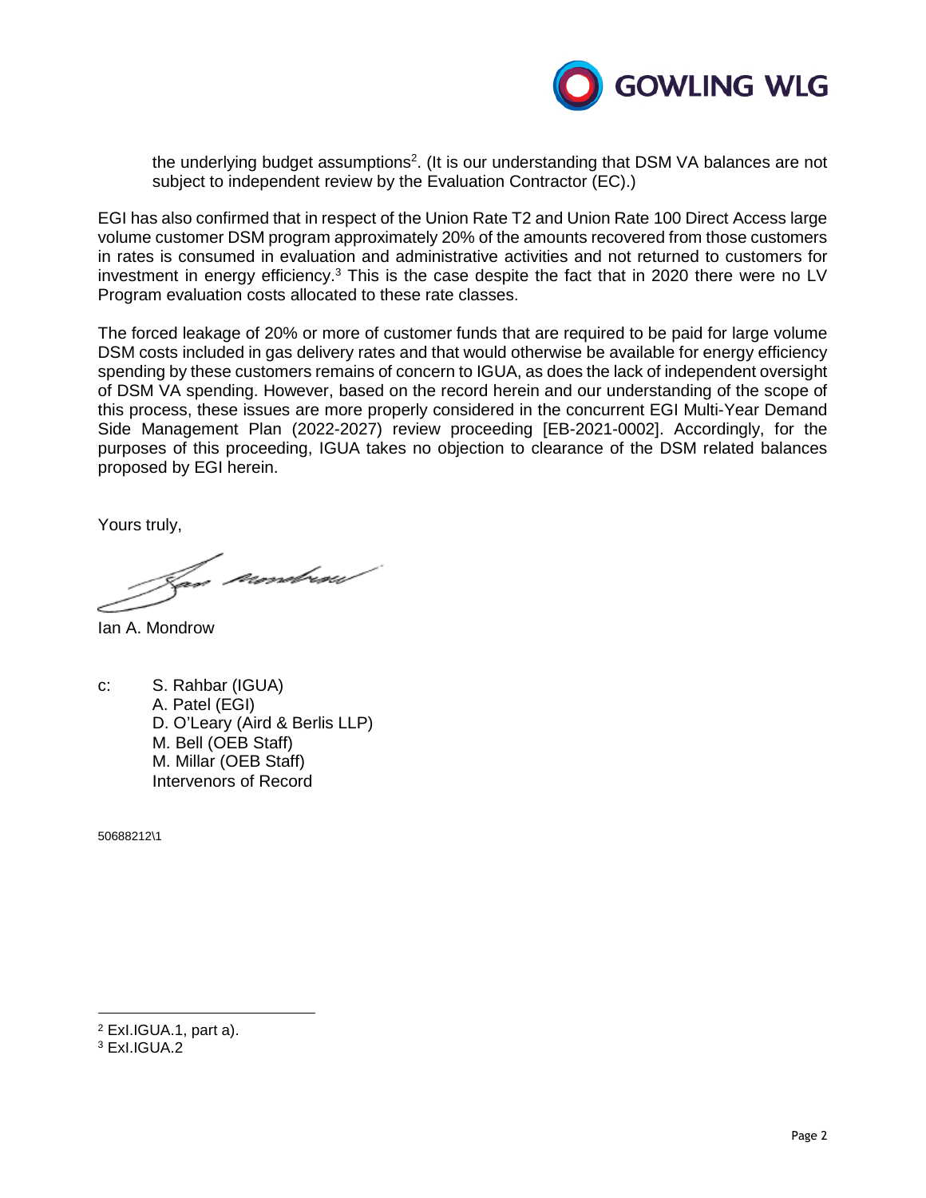the underlying budget assumptions[2]. (It is our understanding that DSM VA balances are not subject to independent review by the Evaluation Contractor (EC).)

EGI has also confirmed that in respect of the Union Rate T2 and Union Rate 100 Direct Access large volume customer DSM program approximately 20% of the amounts recovered from those customers in rates is consumed in evaluation and administrative activities and not returned to customers for investment in energy efficiency.[3] This is the case despite the fact that in 2020 there were no LV Program evaluation costs allocated to these rate classes.

The forced leakage of 20% or more of customer funds that are required to be paid for large volume DSM costs included in gas delivery rates and that would otherwise be available for energy efficiency spending by these customers remains of concern to IGUA, as does the lack of independent oversight of DSM VA spending. However, based on the record herein and our understanding of the scope of this process, these issues are more properly considered in the concurrent EGI Multi-Year Demand Side Management Plan (2022-2027) review proceeding [EB-2021-0002]. Accordingly, for the purposes of this proceeding, IGUA takes no objection to clearance of the DSM related balances proposed by EGI herein.

Yours truly,

Ian A. Mondrow

c: S. Rahbar (IGUA)
A. Patel (EGI)
D. O'Leary (Aird & Berlis LLP)
M. Bell (OEB Staff)
M. Millar (OEB Staff)
Intervenors of Record

50688212\1

[2] ExI.IGUA.1, part a).
[3] ExI.IGUA.2